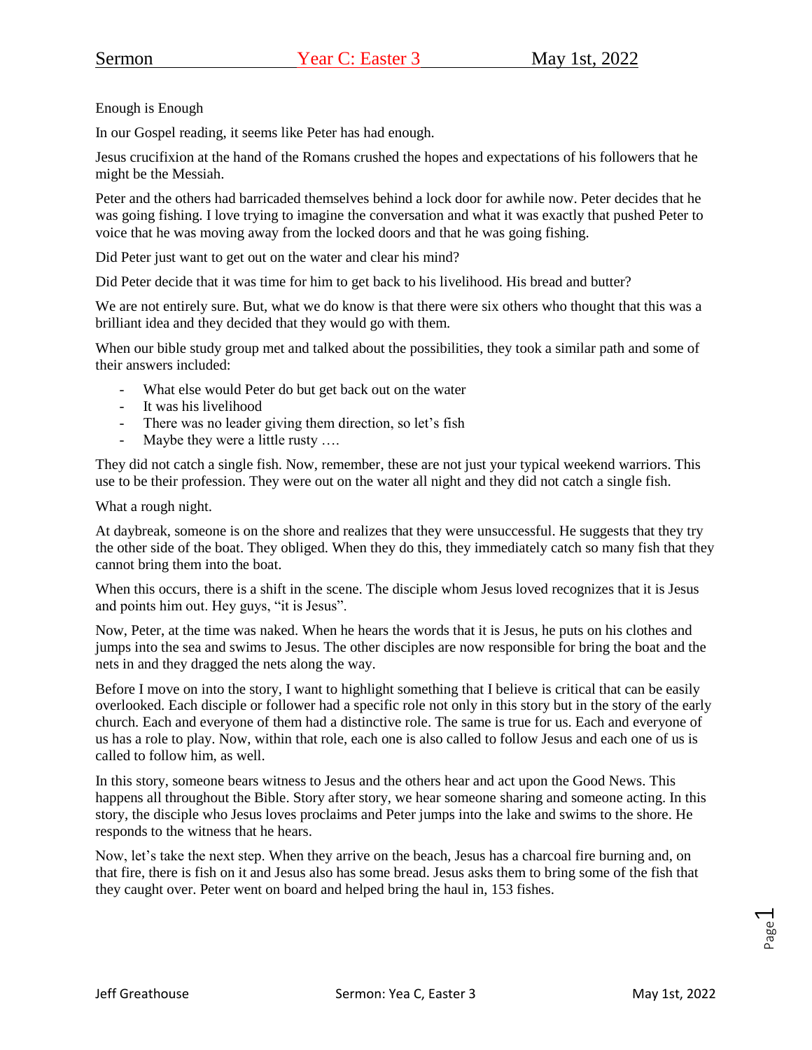Sermon Year C: Easter 3 May 1st, 2022

Enough is Enough

In our Gospel reading, it seems like Peter has had enough.

Jesus crucifixion at the hand of the Romans crushed the hopes and expectations of his followers that he might be the Messiah.

Peter and the others had barricaded themselves behind a lock door for awhile now. Peter decides that he was going fishing. I love trying to imagine the conversation and what it was exactly that pushed Peter to voice that he was moving away from the locked doors and that he was going fishing.

Did Peter just want to get out on the water and clear his mind?

Did Peter decide that it was time for him to get back to his livelihood. His bread and butter?

We are not entirely sure. But, what we do know is that there were six others who thought that this was a brilliant idea and they decided that they would go with them.

When our bible study group met and talked about the possibilities, they took a similar path and some of their answers included:

- What else would Peter do but get back out on the water
- It was his livelihood
- There was no leader giving them direction, so let's fish
- Maybe they were a little rusty ….

They did not catch a single fish. Now, remember, these are not just your typical weekend warriors. This use to be their profession. They were out on the water all night and they did not catch a single fish.

What a rough night.

At daybreak, someone is on the shore and realizes that they were unsuccessful. He suggests that they try the other side of the boat. They obliged. When they do this, they immediately catch so many fish that they cannot bring them into the boat.

When this occurs, there is a shift in the scene. The disciple whom Jesus loved recognizes that it is Jesus and points him out. Hey guys, "it is Jesus".

Now, Peter, at the time was naked. When he hears the words that it is Jesus, he puts on his clothes and jumps into the sea and swims to Jesus. The other disciples are now responsible for bring the boat and the nets in and they dragged the nets along the way.

Before I move on into the story, I want to highlight something that I believe is critical that can be easily overlooked. Each disciple or follower had a specific role not only in this story but in the story of the early church. Each and everyone of them had a distinctive role. The same is true for us. Each and everyone of us has a role to play. Now, within that role, each one is also called to follow Jesus and each one of us is called to follow him, as well.

In this story, someone bears witness to Jesus and the others hear and act upon the Good News. This happens all throughout the Bible. Story after story, we hear someone sharing and someone acting. In this story, the disciple who Jesus loves proclaims and Peter jumps into the lake and swims to the shore. He responds to the witness that he hears.

Now, let's take the next step. When they arrive on the beach, Jesus has a charcoal fire burning and, on that fire, there is fish on it and Jesus also has some bread. Jesus asks them to bring some of the fish that they caught over. Peter went on board and helped bring the haul in, 153 fishes.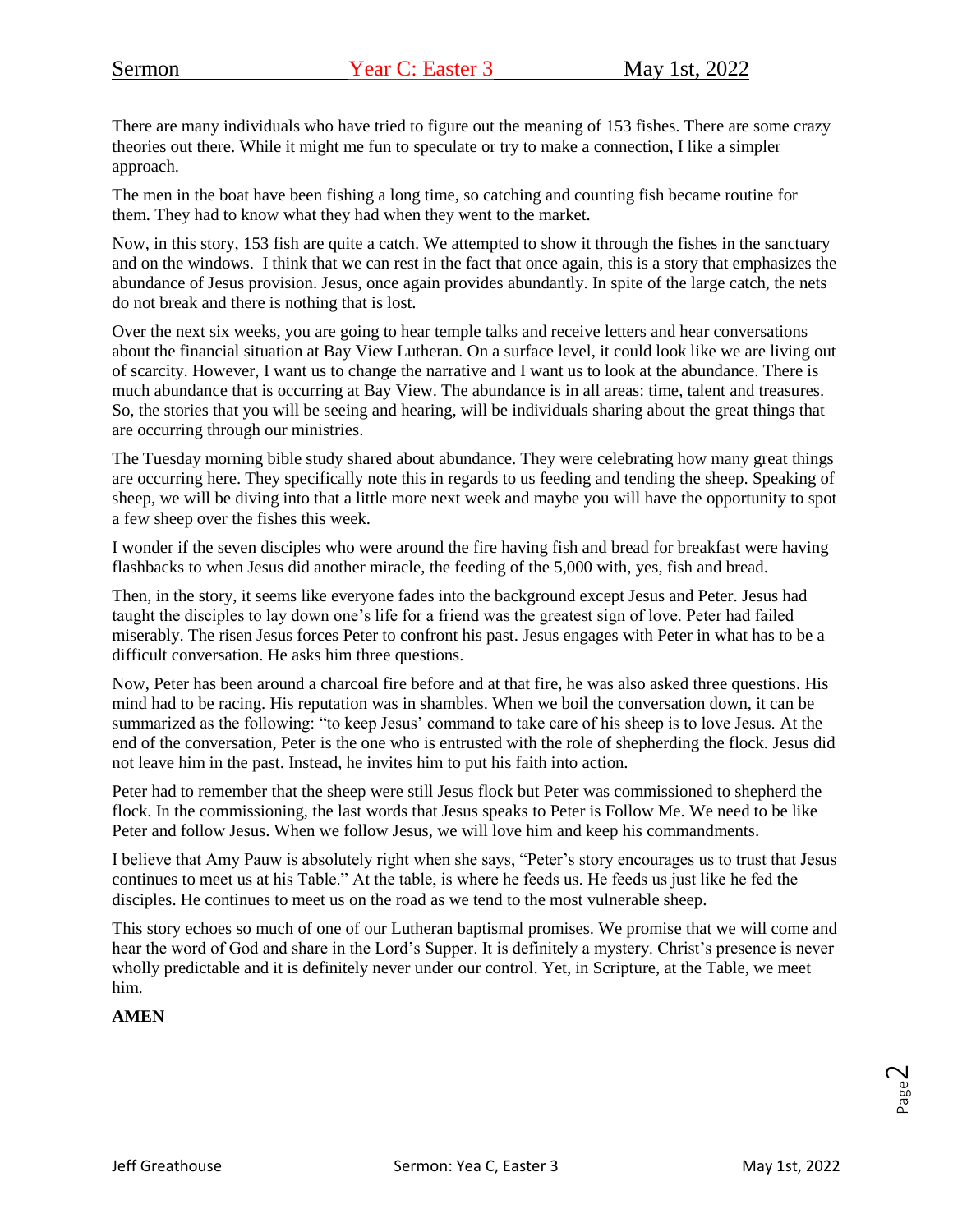There are many individuals who have tried to figure out the meaning of 153 fishes. There are some crazy theories out there. While it might me fun to speculate or try to make a connection, I like a simpler approach.

The men in the boat have been fishing a long time, so catching and counting fish became routine for them. They had to know what they had when they went to the market.

Now, in this story, 153 fish are quite a catch. We attempted to show it through the fishes in the sanctuary and on the windows. I think that we can rest in the fact that once again, this is a story that emphasizes the abundance of Jesus provision. Jesus, once again provides abundantly. In spite of the large catch, the nets do not break and there is nothing that is lost.

Over the next six weeks, you are going to hear temple talks and receive letters and hear conversations about the financial situation at Bay View Lutheran. On a surface level, it could look like we are living out of scarcity. However, I want us to change the narrative and I want us to look at the abundance. There is much abundance that is occurring at Bay View. The abundance is in all areas: time, talent and treasures. So, the stories that you will be seeing and hearing, will be individuals sharing about the great things that are occurring through our ministries.

The Tuesday morning bible study shared about abundance. They were celebrating how many great things are occurring here. They specifically note this in regards to us feeding and tending the sheep. Speaking of sheep, we will be diving into that a little more next week and maybe you will have the opportunity to spot a few sheep over the fishes this week.

I wonder if the seven disciples who were around the fire having fish and bread for breakfast were having flashbacks to when Jesus did another miracle, the feeding of the 5,000 with, yes, fish and bread.

Then, in the story, it seems like everyone fades into the background except Jesus and Peter. Jesus had taught the disciples to lay down one's life for a friend was the greatest sign of love. Peter had failed miserably. The risen Jesus forces Peter to confront his past. Jesus engages with Peter in what has to be a difficult conversation. He asks him three questions.

Now, Peter has been around a charcoal fire before and at that fire, he was also asked three questions. His mind had to be racing. His reputation was in shambles. When we boil the conversation down, it can be summarized as the following: "to keep Jesus' command to take care of his sheep is to love Jesus. At the end of the conversation, Peter is the one who is entrusted with the role of shepherding the flock. Jesus did not leave him in the past. Instead, he invites him to put his faith into action.

Peter had to remember that the sheep were still Jesus flock but Peter was commissioned to shepherd the flock. In the commissioning, the last words that Jesus speaks to Peter is Follow Me. We need to be like Peter and follow Jesus. When we follow Jesus, we will love him and keep his commandments.

I believe that Amy Pauw is absolutely right when she says, "Peter's story encourages us to trust that Jesus continues to meet us at his Table." At the table, is where he feeds us. He feeds us just like he fed the disciples. He continues to meet us on the road as we tend to the most vulnerable sheep.

This story echoes so much of one of our Lutheran baptismal promises. We promise that we will come and hear the word of God and share in the Lord's Supper. It is definitely a mystery. Christ's presence is never wholly predictable and it is definitely never under our control. Yet, in Scripture, at the Table, we meet him.

**AMEN**